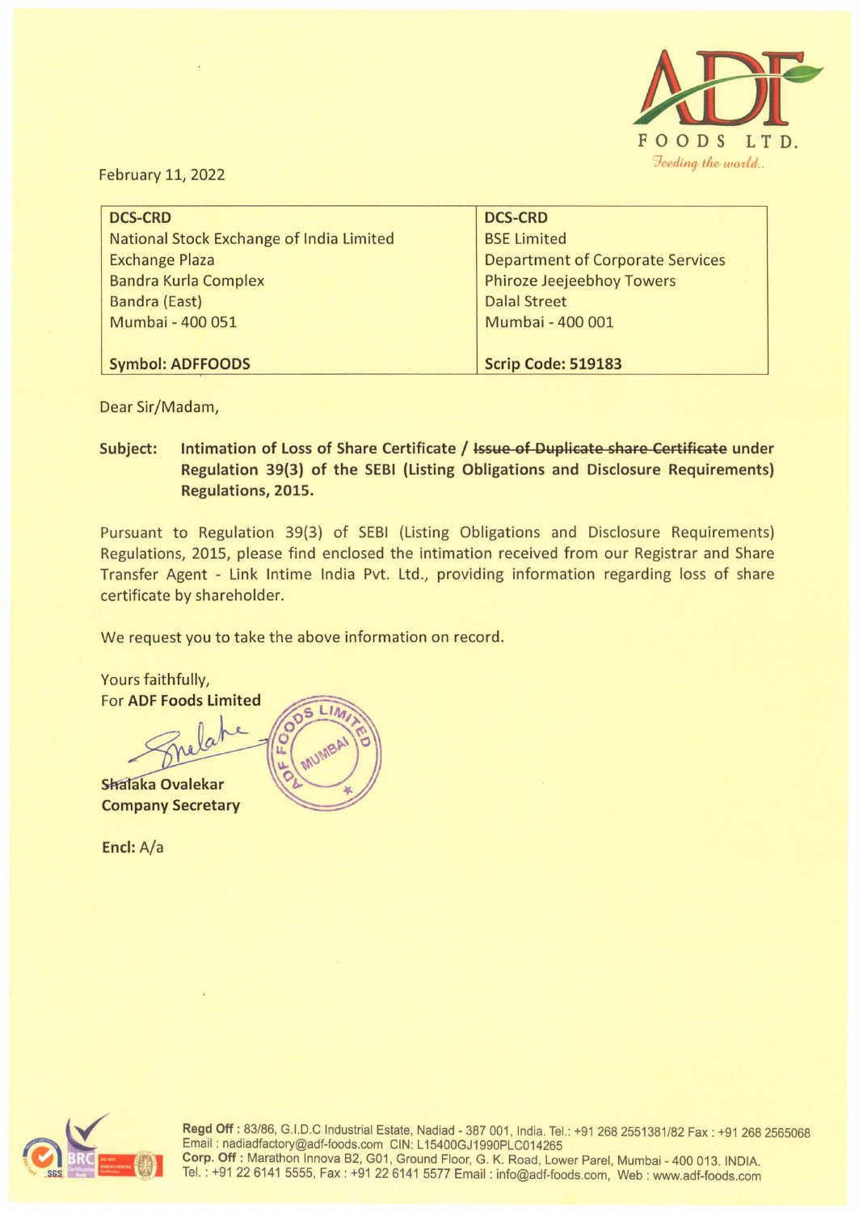ADF FOODS LTD.

*Feeding the world..*

February 11, 2022

| DCS-CRD | DCS-CRD |
|---|---|
| National Stock Exchange of India Limited | BSE Limited |
| Exchange Plaza | Department of Corporate Services |
| Bandra Kurla Complex | Phiroze Jeejeebhoy Towers |
| Bandra (East) | Dalal Street |
| Mumbai - 400 051 | Mumbai - 400 001 |
| **Symbol: ADFFOODS** | **Scrip Code: 519183** |

Dear Sir/Madam,

**Subject: Intimation of Loss of Share Certificate / ~~Issue of Duplicate share Certificate~~ under Regulation 39(3) of the SEBI (Listing Obligations and Disclosure Requirements) Regulations, 2015.**

Pursuant to Regulation 39(3) of SEBI (Listing Obligations and Disclosure Requirements) Regulations, 2015, please find enclosed the intimation received from our Registrar and Share Transfer Agent - Link Intime India Pvt. Ltd., providing information regarding loss of share certificate by shareholder.

We request you to take the above information on record.

Yours faithfully,
For **ADF Foods Limited**

**Shalaka Ovalekar**
**Company Secretary**

**Encl:** A/a

**Regd Off :** 83/86, G.I.D.C Industrial Estate, Nadiad - 387 001, India. Tel.: +91 268 2551381/82 Fax : +91 268 2565068
Email : nadiadfactory@adf-foods.com CIN: L15400GJ1990PLC014265
**Corp. Off :** Marathon Innova B2, G01, Ground Floor, G. K. Road, Lower Parel, Mumbai - 400 013. INDIA.
Tel. : +91 22 6141 5555, Fax : +91 22 6141 5577 Email : info@adf-foods.com, Web : www.adf-foods.com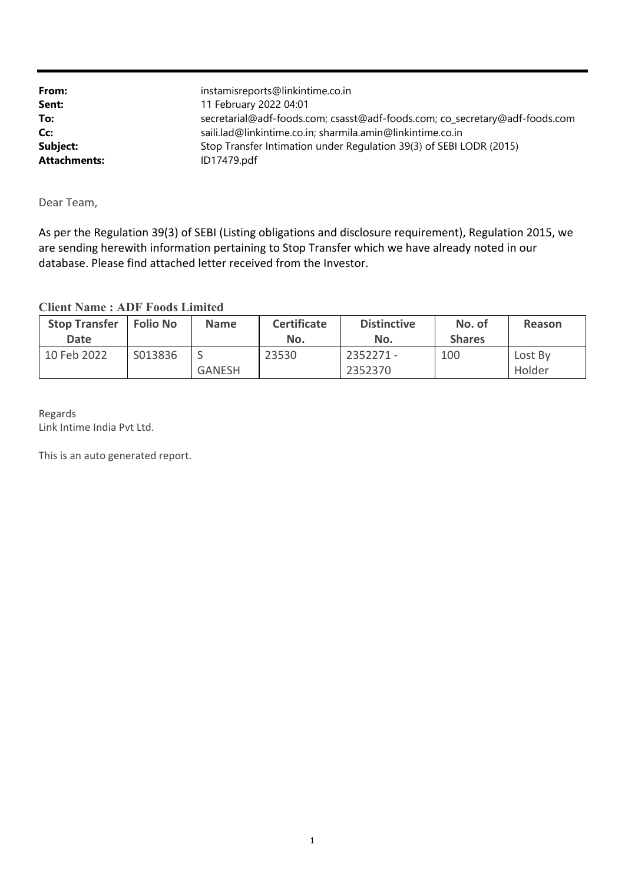|  |  |
|---|---|
| **From:** | instamisreports@linkintime.co.in |
| **Sent:** | 11 February 2022 04:01 |
| **To:** | secretarial@adf-foods.com; csasst@adf-foods.com; co_secretary@adf-foods.com |
| **Cc:** | saili.lad@linkintime.co.in; sharmila.amin@linkintime.co.in |
| **Subject:** | Stop Transfer Intimation under Regulation 39(3) of SEBI LODR (2015) |
| **Attachments:** | ID17479.pdf |

Dear Team,

As per the Regulation 39(3) of SEBI (Listing obligations and disclosure requirement), Regulation 2015, we are sending herewith information pertaining to Stop Transfer which we have already noted in our database. Please find attached letter received from the Investor.

**Client Name : ADF Foods Limited**

| Stop Transfer Date | Folio No | Name | Certificate No. | Distinctive No. | No. of Shares | Reason |
|---|---|---|---|---|---|---|
| 10 Feb 2022 | S013836 | S GANESH | 23530 | 2352271 - 2352370 | 100 | Lost By Holder |

Regards
Link Intime India Pvt Ltd.

This is an auto generated report.